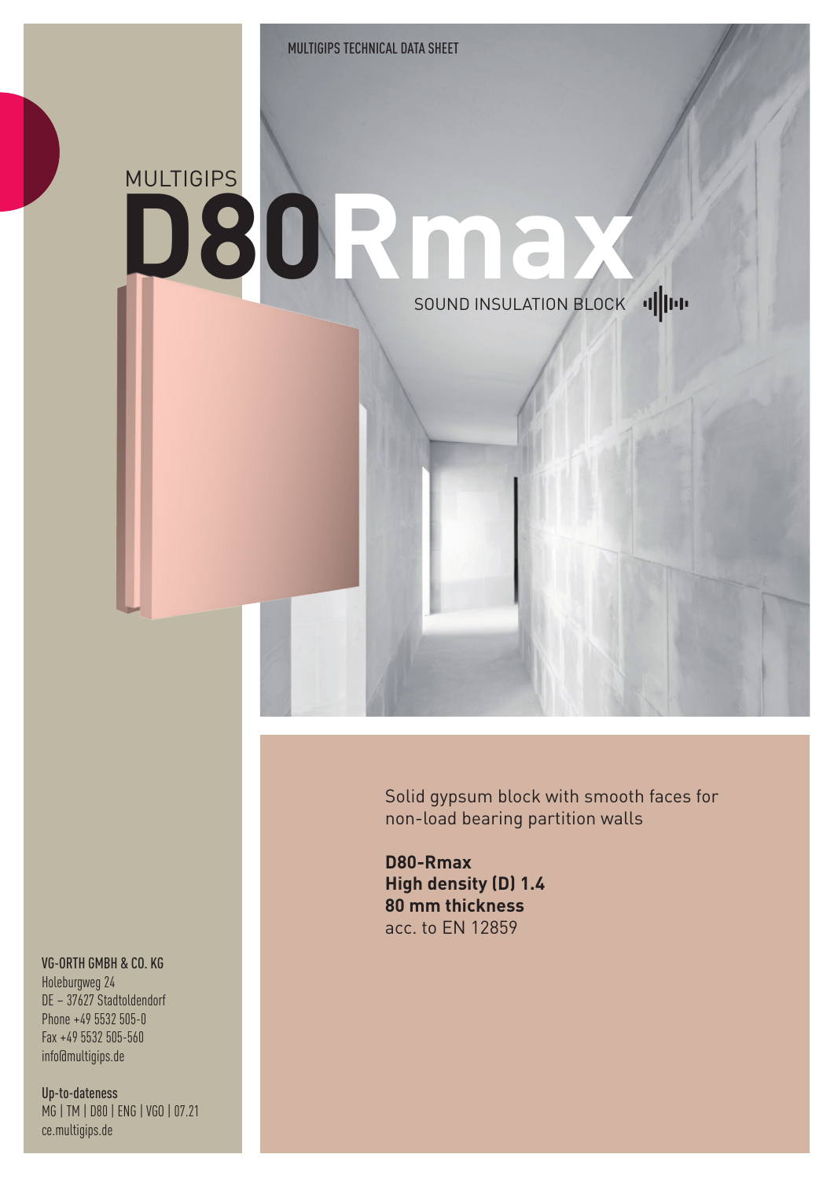MULTIGIPS TECHNICAL DATA SHEET

MULTIGIPS

# D80Rmax

SOUND INSULATION BLOCK

Solid gypsum block with smooth faces for non-load bearing partition walls

**D80-Rmax**
**High density (D) 1.4**
**80 mm thickness**
acc. to EN 12859

VG-ORTH GMBH & CO. KG
Holeburgweg 24
DE – 37627 Stadtoldendorf
Phone +49 5532 505-0
Fax +49 5532 505-560
info@multigips.de

Up-to-dateness
MG | TM | D80 | ENG | VGO | 07.21
ce.multigips.de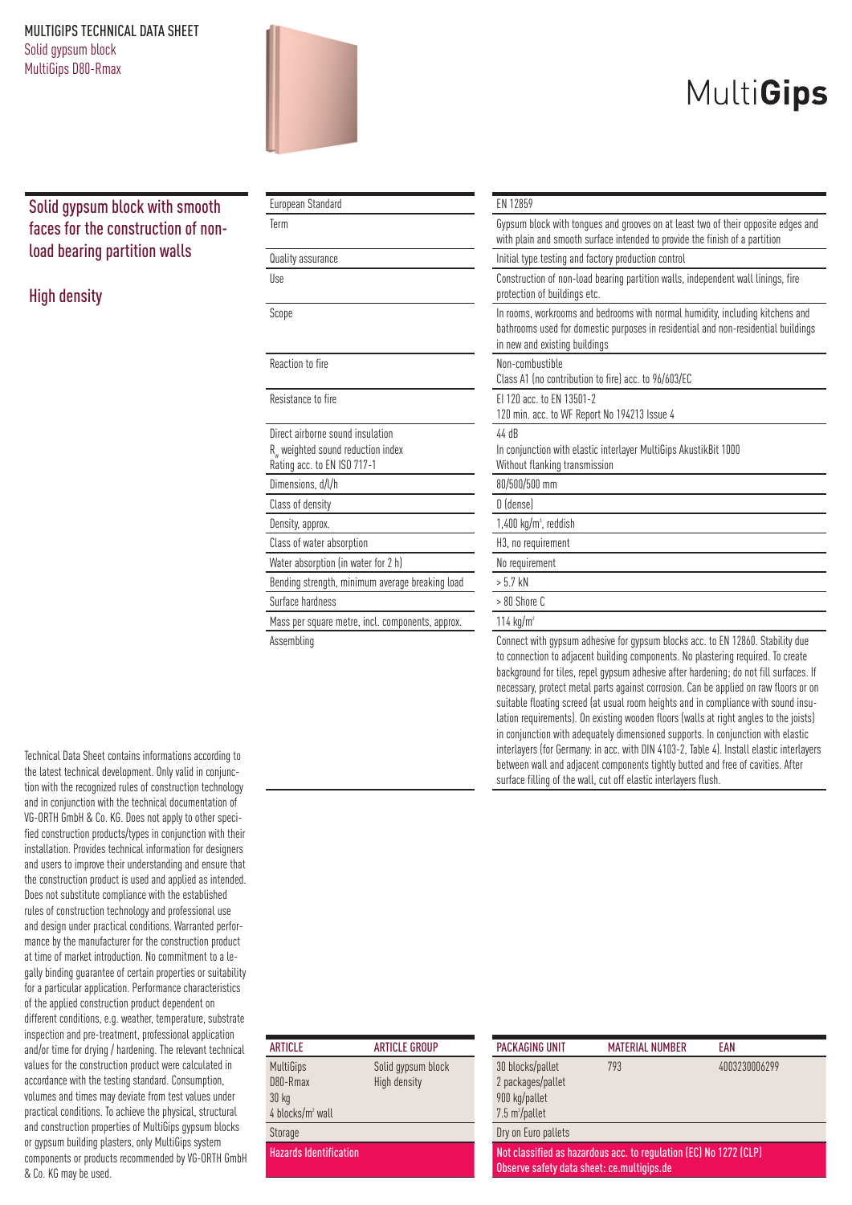MULTIGIPS TECHNICAL DATA SHEET
Solid gypsum block
MultiGips D80-Rmax

MultiGips

## Solid gypsum block with smooth faces for the construction of non-load bearing partition walls

## High density

| | |
|---|---|
| European Standard | EN 12859 |
| Term | Gypsum block with tongues and grooves on at least two of their opposite edges and with plain and smooth surface intended to provide the finish of a partition |
| Quality assurance | Initial type testing and factory production control |
| Use | Construction of non-load bearing partition walls, independent wall linings, fire protection of buildings etc. |
| Scope | In rooms, workrooms and bedrooms with normal humidity, including kitchens and bathrooms used for domestic purposes in residential and non-residential buildings in new and existing buildings |
| Reaction to fire | Non-combustible<br>Class A1 (no contribution to fire) acc. to 96/603/EC |
| Resistance to fire | EI 120 acc. to EN 13501-2<br>120 min. acc. to WF Report No 194213 Issue 4 |
| Direct airborne sound insulation<br>$R_w$ weighted sound reduction index<br>Rating acc. to EN ISO 717-1 | 44 dB<br>In conjunction with elastic interlayer MultiGips AkustikBit 1000<br>Without flanking transmission |
| Dimensions, d/l/h | 80/500/500 mm |
| Class of density | D (dense) |
| Density, approx. | 1,400 kg/m³, reddish |
| Class of water absorption | H3, no requirement |
| Water absorption (in water for 2 h) | No requirement |
| Bending strength, minimum average breaking load | > 5.7 kN |
| Surface hardness | > 80 Shore C |
| Mass per square metre, incl. components, approx. | 114 kg/m² |
| Assembling | Connect with gypsum adhesive for gypsum blocks acc. to EN 12860. Stability due to connection to adjacent building components. No plastering required. To create background for tiles, repel gypsum adhesive after hardening; do not fill surfaces. If necessary, protect metal parts against corrosion. Can be applied on raw floors or on suitable floating screed (at usual room heights and in compliance with sound insulation requirements). On existing wooden floors (walls at right angles to the joists) in conjunction with adequately dimensioned supports. In conjunction with elastic interlayers (for Germany: in acc. with DIN 4103-2, Table 4). Install elastic interlayers between wall and adjacent components tightly butted and free of cavities. After surface filling of the wall, cut off elastic interlayers flush. |

Technical Data Sheet contains informations according to the latest technical development. Only valid in conjunction with the recognized rules of construction technology and in conjunction with the technical documentation of VG-ORTH GmbH & Co. KG. Does not apply to other specified construction products/types in conjunction with their installation. Provides technical information for designers and users to improve their understanding and ensure that the construction product is used and applied as intended. Does not substitute compliance with the established rules of construction technology and professional use and design under practical conditions. Warranted performance by the manufacturer for the construction product at time of market introduction. No commitment to a legally binding guarantee of certain properties or suitability for a particular application. Performance characteristics of the applied construction product dependent on different conditions, e.g. weather, temperature, substrate inspection and pre-treatment, professional application and/or time for drying / hardening. The relevant technical values for the construction product were calculated in accordance with the testing standard. Consumption, volumes and times may deviate from test values under practical conditions. To achieve the physical, structural and construction properties of MultiGips gypsum blocks or gypsum building plasters, only MultiGips system components or products recommended by VG-ORTH GmbH & Co. KG may be used.

| ARTICLE | ARTICLE GROUP | PACKAGING UNIT | MATERIAL NUMBER | EAN |
|---|---|---|---|---|
| MultiGips<br>D80-Rmax<br>30 kg<br>4 blocks/m² wall | Solid gypsum block<br>High density | 30 blocks/pallet<br>2 packages/pallet<br>900 kg/pallet<br>7.5 m²/pallet | 793 | 4003230006299 |
| Storage | | Dry on Euro pallets | | |
| Hazards Identification | | Not classified as hazardous acc. to regulation (EC) No 1272 (CLP)<br>Observe safety data sheet: ce.multigips.de | | |